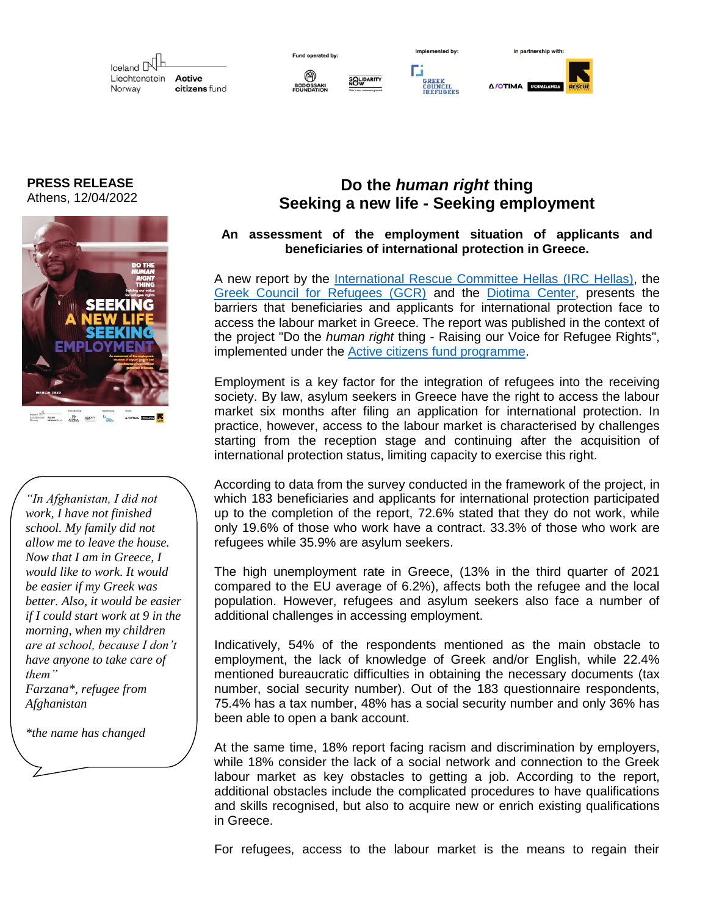**PRESS RELEASE**
Athens, 12/04/2022

# Do the *human right* thing
# Seeking a new life - Seeking employment

**An assessment of the employment situation of applicants and beneficiaries of international protection in Greece.**

A new report by the International Rescue Committee Hellas (IRC Hellas), the Greek Council for Refugees (GCR) and the Diotima Center, presents the barriers that beneficiaries and applicants for international protection face to access the labour market in Greece. The report was published in the context of the project "Do the *human right* thing - Raising our Voice for Refugee Rights", implemented under the Active citizens fund programme.

Employment is a key factor for the integration of refugees into the receiving society. By law, asylum seekers in Greece have the right to access the labour market six months after filing an application for international protection. In practice, however, access to the labour market is characterised by challenges starting from the reception stage and continuing after the acquisition of international protection status, limiting capacity to exercise this right.

According to data from the survey conducted in the framework of the project, in which 183 beneficiaries and applicants for international protection participated up to the completion of the report, 72.6% stated that they do not work, while only 19.6% of those who work have a contract. 33.3% of those who work are refugees while 35.9% are asylum seekers.

The high unemployment rate in Greece, (13% in the third quarter of 2021 compared to the EU average of 6.2%), affects both the refugee and the local population. However, refugees and asylum seekers also face a number of additional challenges in accessing employment.

Indicatively, 54% of the respondents mentioned as the main obstacle to employment, the lack of knowledge of Greek and/or English, while 22.4% mentioned bureaucratic difficulties in obtaining the necessary documents (tax number, social security number). Out of the 183 questionnaire respondents, 75.4% has a tax number, 48% has a social security number and only 36% has been able to open a bank account.

At the same time, 18% report facing racism and discrimination by employers, while 18% consider the lack of a social network and connection to the Greek labour market as key obstacles to getting a job. According to the report, additional obstacles include the complicated procedures to have qualifications and skills recognised, but also to acquire new or enrich existing qualifications in Greece.

*"In Afghanistan, I did not work, I have not finished school. My family did not allow me to leave the house. Now that I am in Greece, I would like to work. It would be easier if my Greek was better. Also, it would be easier if I could start work at 9 in the morning, when my children are at school, because I don't have anyone to take care of them"*
*Farzana\*, refugee from Afghanistan*

*\*the name has changed*

For refugees, access to the labour market is the means to regain their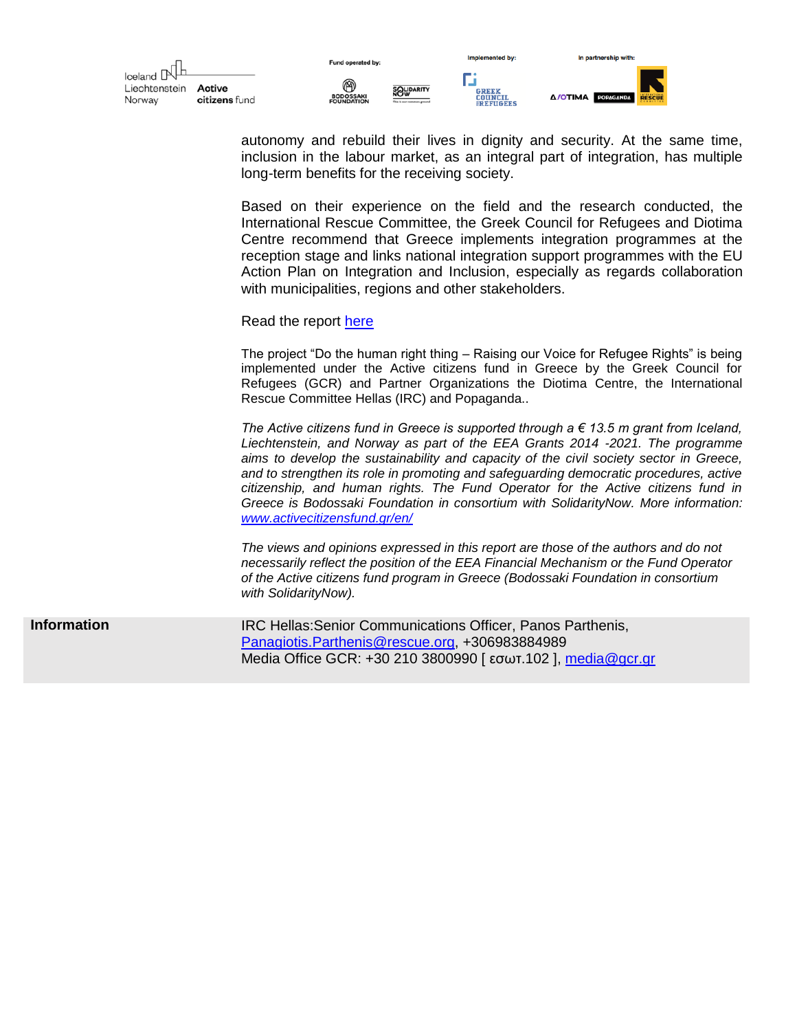autonomy and rebuild their lives in dignity and security. At the same time, inclusion in the labour market, as an integral part of integration, has multiple long-term benefits for the receiving society.

Based on their experience on the field and the research conducted, the International Rescue Committee, the Greek Council for Refugees and Diotima Centre recommend that Greece implements integration programmes at the reception stage and links national integration support programmes with the EU Action Plan on Integration and Inclusion, especially as regards collaboration with municipalities, regions and other stakeholders.

Read the report [here]()

The project "Do the human right thing – Raising our Voice for Refugee Rights" is being implemented under the Active citizens fund in Greece by the Greek Council for Refugees (GCR) and Partner Organizations the Diotima Centre, the International Rescue Committee Hellas (IRC) and Popaganda..

*The Active citizens fund in Greece is supported through a € 13.5 m grant from Iceland, Liechtenstein, and Norway as part of the EEA Grants 2014 -2021. The programme aims to develop the sustainability and capacity of the civil society sector in Greece, and to strengthen its role in promoting and safeguarding democratic procedures, active citizenship, and human rights. The Fund Operator for the Active citizens fund in Greece is Bodossaki Foundation in consortium with SolidarityNow. More information: [www.activecitizensfund.gr/en/](www.activecitizensfund.gr/en/)*

*The views and opinions expressed in this report are those of the authors and do not necessarily reflect the position of the EEA Financial Mechanism or the Fund Operator of the Active citizens fund program in Greece (Bodossaki Foundation in consortium with SolidarityNow).*

| | |
|---|---|
| **Information** | IRC Hellas:Senior Communications Officer, Panos Parthenis, [Panagiotis.Parthenis@rescue.org](mailto:Panagiotis.Parthenis@rescue.org), +306983884989<br>Media Office GCR: +30 210 3800990 [ εσωτ.102 ], [media@gcr.gr](mailto:media@gcr.gr) |